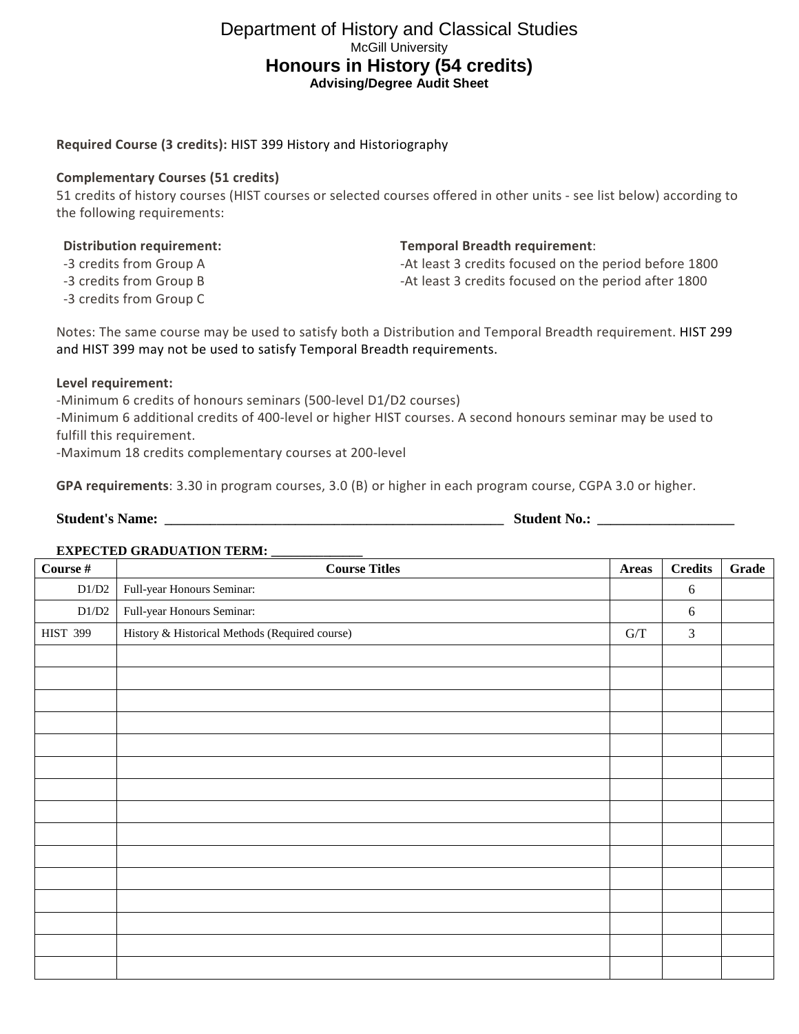# Department of History and Classical Studies

McGill University

## Honours in History (54 credits)

**Advising/Degree Audit Sheet**

**Required Course (3 credits):** HIST 399 History and Historiography

**Complementary Courses (51 credits)**
51 credits of history courses (HIST courses or selected courses offered in other units - see list below) according to the following requirements:

**Distribution requirement:**
-3 credits from Group A
-3 credits from Group B
-3 credits from Group C

**Temporal Breadth requirement**:
-At least 3 credits focused on the period before 1800
-At least 3 credits focused on the period after 1800

Notes: The same course may be used to satisfy both a Distribution and Temporal Breadth requirement. HIST 299 and HIST 399 may not be used to satisfy Temporal Breadth requirements.

**Level requirement:**
-Minimum 6 credits of honours seminars (500-level D1/D2 courses)
-Minimum 6 additional credits of 400-level or higher HIST courses. A second honours seminar may be used to fulfill this requirement.
-Maximum 18 credits complementary courses at 200-level

**GPA requirements**: 3.30 in program courses, 3.0 (B) or higher in each program course, CGPA 3.0 or higher.

**Student's Name: ______________________________________________ Student No.: ___________________**

**EXPECTED GRADUATION TERM: _____________**

| Course # | Course Titles | Areas | Credits | Grade |
|---|---|---|---|---|
| D1/D2 | Full-year Honours Seminar: | | 6 | |
| D1/D2 | Full-year Honours Seminar: | | 6 | |
| HIST 399 | History & Historical Methods (Required course) | G/T | 3 | |
| | | | | |
| | | | | |
| | | | | |
| | | | | |
| | | | | |
| | | | | |
| | | | | |
| | | | | |
| | | | | |
| | | | | |
| | | | | |
| | | | | |
| | | | | |
| | | | | |
| | | | | |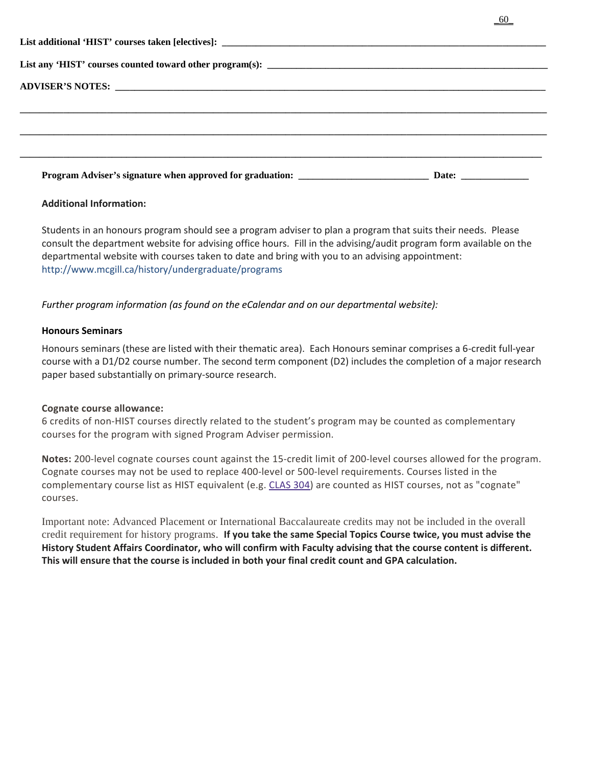**List additional 'HIST' courses taken [electives]:** ______________________________________________

**List any 'HIST' courses counted toward other program(s):** ______________________________________

**ADVISER'S NOTES:** ______________________________________________________________

______________________________________________________________________________

______________________________________________________________________________

______________________________________________________________________________

**Program Adviser's signature when approved for graduation:** _________________________ **Date:** _____________

**Additional Information:**

Students in an honours program should see a program adviser to plan a program that suits their needs. Please consult the department website for advising office hours. Fill in the advising/audit program form available on the departmental website with courses taken to date and bring with you to an advising appointment: http://www.mcgill.ca/history/undergraduate/programs

*Further program information (as found on the eCalendar and on our departmental website):*

**Honours Seminars**

Honours seminars (these are listed with their thematic area). Each Honours seminar comprises a 6-credit full-year course with a D1/D2 course number. The second term component (D2) includes the completion of a major research paper based substantially on primary-source research.

**Cognate course allowance:**

6 credits of non-HIST courses directly related to the student's program may be counted as complementary courses for the program with signed Program Adviser permission.

**Notes:** 200-level cognate courses count against the 15-credit limit of 200-level courses allowed for the program. Cognate courses may not be used to replace 400-level or 500-level requirements. Courses listed in the complementary course list as HIST equivalent (e.g. CLAS 304) are counted as HIST courses, not as "cognate" courses.

Important note: Advanced Placement or International Baccalaureate credits may not be included in the overall credit requirement for history programs. **If you take the same Special Topics Course twice, you must advise the History Student Affairs Coordinator, who will confirm with Faculty advising that the course content is different. This will ensure that the course is included in both your final credit count and GPA calculation.**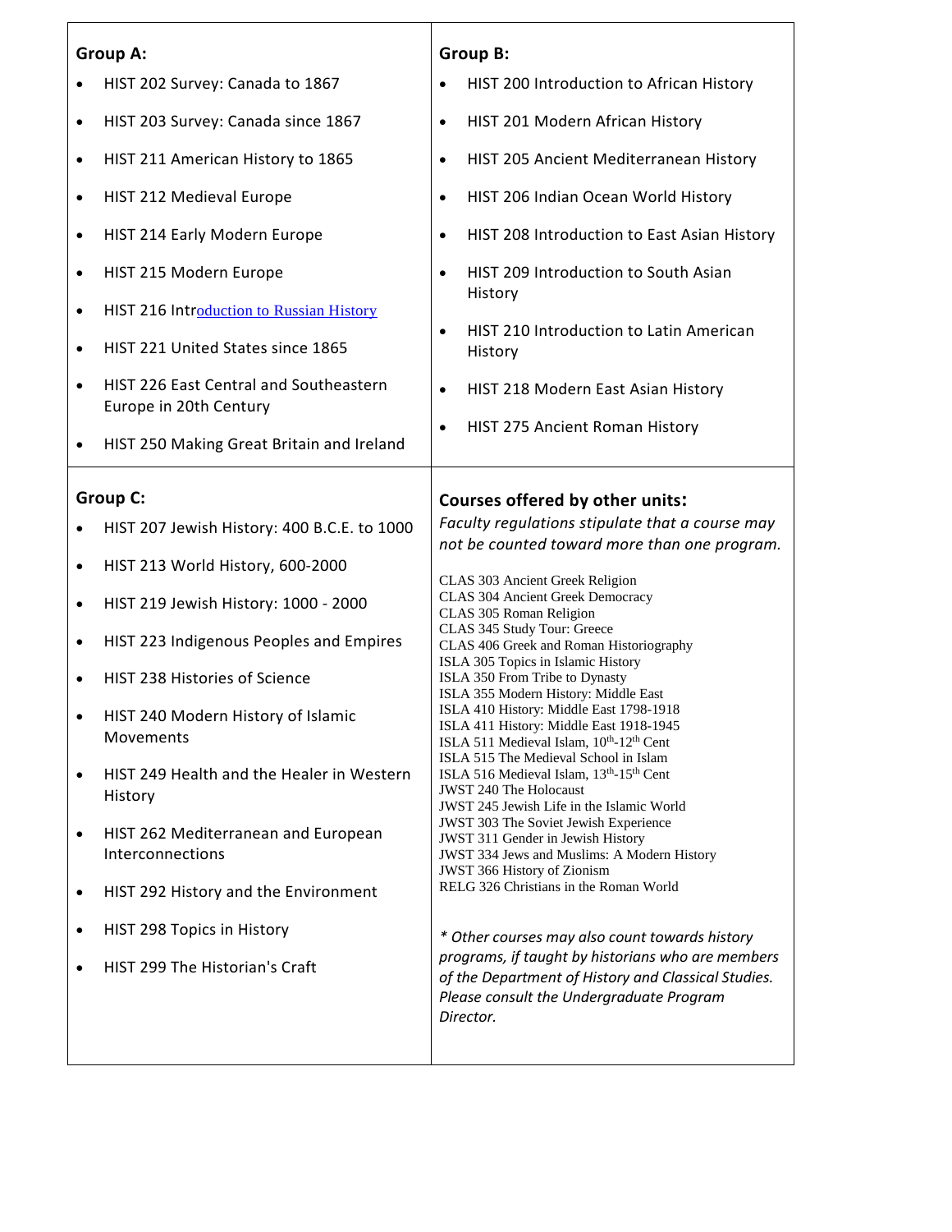**Group A:**

- HIST 202 Survey: Canada to 1867
- HIST 203 Survey: Canada since 1867
- HIST 211 American History to 1865
- HIST 212 Medieval Europe
- HIST 214 Early Modern Europe
- HIST 215 Modern Europe
- HIST 216 Introduction to Russian History
- HIST 221 United States since 1865
- HIST 226 East Central and Southeastern Europe in 20th Century
- HIST 250 Making Great Britain and Ireland

**Group B:**

- HIST 200 Introduction to African History
- HIST 201 Modern African History
- HIST 205 Ancient Mediterranean History
- HIST 206 Indian Ocean World History
- HIST 208 Introduction to East Asian History
- HIST 209 Introduction to South Asian History
- HIST 210 Introduction to Latin American History
- HIST 218 Modern East Asian History
- HIST 275 Ancient Roman History

**Group C:**

- HIST 207 Jewish History: 400 B.C.E. to 1000
- HIST 213 World History, 600-2000
- HIST 219 Jewish History: 1000 - 2000
- HIST 223 Indigenous Peoples and Empires
- HIST 238 Histories of Science
- HIST 240 Modern History of Islamic Movements
- HIST 249 Health and the Healer in Western History
- HIST 262 Mediterranean and European Interconnections
- HIST 292 History and the Environment
- HIST 298 Topics in History
- HIST 299 The Historian's Craft

**Courses offered by other units:**

*Faculty regulations stipulate that a course may not be counted toward more than one program.*

CLAS 303 Ancient Greek Religion
CLAS 304 Ancient Greek Democracy
CLAS 305 Roman Religion
CLAS 345 Study Tour: Greece
CLAS 406 Greek and Roman Historiography
ISLA 305 Topics in Islamic History
ISLA 350 From Tribe to Dynasty
ISLA 355 Modern History: Middle East
ISLA 410 History: Middle East 1798-1918
ISLA 411 History: Middle East 1918-1945
ISLA 511 Medieval Islam, 10th-12th Cent
ISLA 515 The Medieval School in Islam
ISLA 516 Medieval Islam, 13th-15th Cent
JWST 240 The Holocaust
JWST 245 Jewish Life in the Islamic World
JWST 303 The Soviet Jewish Experience
JWST 311 Gender in Jewish History
JWST 334 Jews and Muslims: A Modern History
JWST 366 History of Zionism
RELG 326 Christians in the Roman World

*\* Other courses may also count towards history programs, if taught by historians who are members of the Department of History and Classical Studies. Please consult the Undergraduate Program Director.*